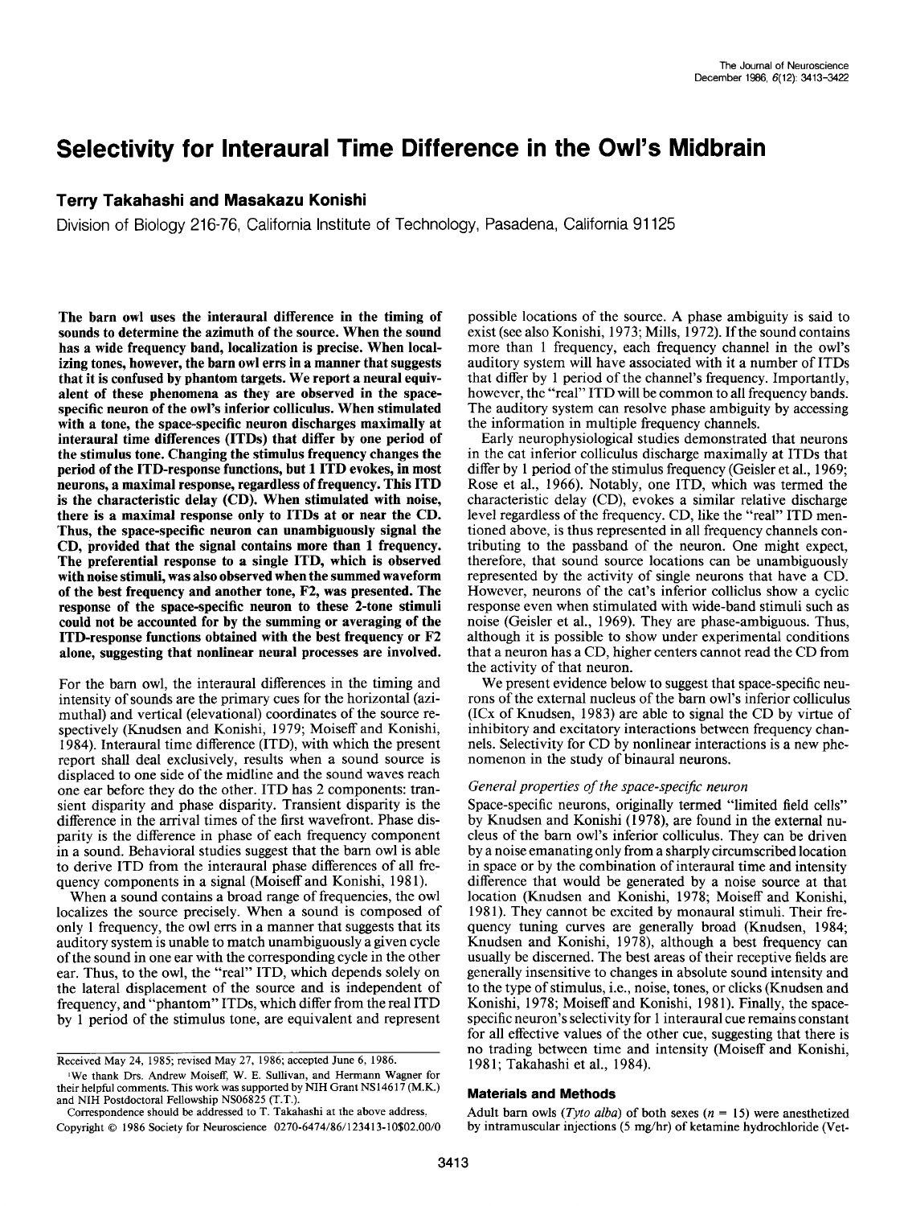# Selectivity for Interaural Time Difference in the Owl's Midbrain

**Terry Takahashi and Masakazu Konishi**

Division of Biology 216-76, California Institute of Technology, Pasadena, California 91125

**The barn owl uses the interaural difference in the timing of sounds to determine the azimuth of the source. When the sound has a wide frequency band, localization is precise. When localizing tones, however, the barn owl errs in a manner that suggests that it is confused by phantom targets. We report a neural equivalent of these phenomena as they are observed in the space-specific neuron of the owl's inferior colliculus. When stimulated with a tone, the space-specific neuron discharges maximally at interaural time differences (ITDs) that differ by one period of the stimulus tone. Changing the stimulus frequency changes the period of the ITD-response functions, but 1 ITD evokes, in most neurons, a maximal response, regardless of frequency. This ITD is the characteristic delay (CD). When stimulated with noise, there is a maximal response only to ITDs at or near the CD. Thus, the space-specific neuron can unambiguously signal the CD, provided that the signal contains more than 1 frequency. The preferential response to a single ITD, which is observed with noise stimuli, was also observed when the summed waveform of the best frequency and another tone, F2, was presented. The response of the space-specific neuron to these 2-tone stimuli could not be accounted for by the summing or averaging of the ITD-response functions obtained with the best frequency or F2 alone, suggesting that nonlinear neural processes are involved.**

For the barn owl, the interaural differences in the timing and intensity of sounds are the primary cues for the horizontal (azimuthal) and vertical (elevational) coordinates of the source respectively (Knudsen and Konishi, 1979; Moiseff and Konishi, 1984). Interaural time difference (ITD), with which the present report shall deal exclusively, results when a sound source is displaced to one side of the midline and the sound waves reach one ear before they do the other. ITD has 2 components: transient disparity and phase disparity. Transient disparity is the difference in the arrival times of the first wavefront. Phase disparity is the difference in phase of each frequency component in a sound. Behavioral studies suggest that the barn owl is able to derive ITD from the interaural phase differences of all frequency components in a signal (Moiseff and Konishi, 1981).

When a sound contains a broad range of frequencies, the owl localizes the source precisely. When a sound is composed of only 1 frequency, the owl errs in a manner that suggests that its auditory system is unable to match unambiguously a given cycle of the sound in one ear with the corresponding cycle in the other ear. Thus, to the owl, the "real" ITD, which depends solely on the lateral displacement of the source and is independent of frequency, and "phantom" ITDs, which differ from the real ITD by 1 period of the stimulus tone, are equivalent and represent possible locations of the source. A phase ambiguity is said to exist (see also Konishi, 1973; Mills, 1972). If the sound contains more than 1 frequency, each frequency channel in the owl's auditory system will have associated with it a number of ITDs that differ by 1 period of the channel's frequency. Importantly, however, the "real" ITD will be common to all frequency bands. The auditory system can resolve phase ambiguity by accessing the information in multiple frequency channels.

Early neurophysiological studies demonstrated that neurons in the cat inferior colliculus discharge maximally at ITDs that differ by 1 period of the stimulus frequency (Geisler et al., 1969; Rose et al., 1966). Notably, one ITD, which was termed the characteristic delay (CD), evokes a similar relative discharge level regardless of the frequency. CD, like the "real" ITD mentioned above, is thus represented in all frequency channels contributing to the passband of the neuron. One might expect, therefore, that sound source locations can be unambiguously represented by the activity of single neurons that have a CD. However, neurons of the cat's inferior colliculus show a cyclic response even when stimulated with wide-band stimuli such as noise (Geisler et al., 1969). They are phase-ambiguous. Thus, although it is possible to show under experimental conditions that a neuron has a CD, higher centers cannot read the CD from the activity of that neuron.

We present evidence below to suggest that space-specific neurons of the external nucleus of the barn owl's inferior colliculus (ICx of Knudsen, 1983) are able to signal the CD by virtue of inhibitory and excitatory interactions between frequency channels. Selectivity for CD by nonlinear interactions is a new phenomenon in the study of binaural neurons.

### *General properties of the space-specific neuron*

Space-specific neurons, originally termed "limited field cells" by Knudsen and Konishi (1978), are found in the external nucleus of the barn owl's inferior colliculus. They can be driven by a noise emanating only from a sharply circumscribed location in space or by the combination of interaural time and intensity difference that would be generated by a noise source at that location (Knudsen and Konishi, 1978; Moiseff and Konishi, 1981). They cannot be excited by monaural stimuli. Their frequency tuning curves are generally broad (Knudsen, 1984; Knudsen and Konishi, 1978), although a best frequency can usually be discerned. The best areas of their receptive fields are generally insensitive to changes in absolute sound intensity and to the type of stimulus, i.e., noise, tones, or clicks (Knudsen and Konishi, 1978; Moiseff and Konishi, 1981). Finally, the space-specific neuron's selectivity for 1 interaural cue remains constant for all effective values of the other cue, suggesting that there is no trading between time and intensity (Moiseff and Konishi, 1981; Takahashi et al., 1984).

## Materials and Methods

Adult barn owls (*Tyto alba*) of both sexes ($n$ = 15) were anesthetized by intramuscular injections (5 mg/hr) of ketamine hydrochloride (Vet-

---

Received May 24, 1985; revised May 27, 1986; accepted June 6, 1986.

We thank Drs. Andrew Moiseff, W. E. Sullivan, and Hermann Wagner for their helpful comments. This work was supported by NIH Grant NS14617 (M.K.) and NIH Postdoctoral Fellowship NS06825 (T.T.).

Correspondence should be addressed to T. Takahashi at the above address.

Copyright © 1986 Society for Neuroscience 0270-6474/86/123413-10$02.00/0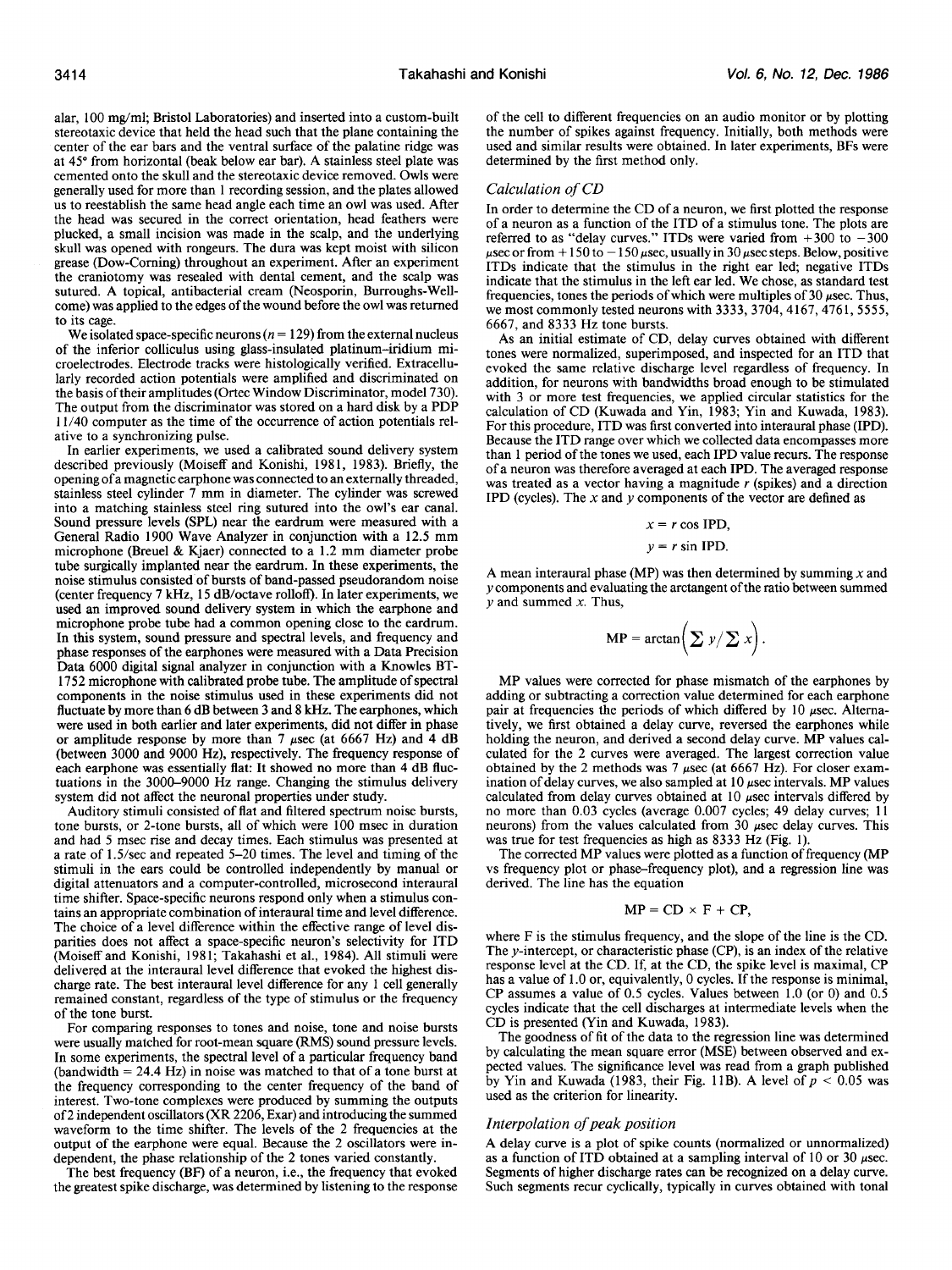alar, 100 mg/ml; Bristol Laboratories) and inserted into a custom-built stereotaxic device that held the head such that the plane containing the center of the ear bars and the ventral surface of the palatine ridge was at 45° from horizontal (beak below ear bar). A stainless steel plate was cemented onto the skull and the stereotaxic device removed. Owls were generally used for more than 1 recording session, and the plates allowed us to reestablish the same head angle each time an owl was used. After the head was secured in the correct orientation, head feathers were plucked, a small incision was made in the scalp, and the underlying skull was opened with rongeurs. The dura was kept moist with silicon grease (Dow-Corning) throughout an experiment. After an experiment the craniotomy was resealed with dental cement, and the scalp was sutured. A topical, antibacterial cream (Neosporin, Burroughs-Wellcome) was applied to the edges of the wound before the owl was returned to its cage.

We isolated space-specific neurons ($n = 129$) from the external nucleus of the inferior colliculus using glass-insulated platinum–iridium microelectrodes. Electrode tracks were histologically verified. Extracellularly recorded action potentials were amplified and discriminated on the basis of their amplitudes (Ortec Window Discriminator, model 730). The output from the discriminator was stored on a hard disk by a PDP 11/40 computer as the time of the occurrence of action potentials relative to a synchronizing pulse.

In earlier experiments, we used a calibrated sound delivery system described previously (Moiseff and Konishi, 1981, 1983). Briefly, the opening of a magnetic earphone was connected to an externally threaded, stainless steel cylinder 7 mm in diameter. The cylinder was screwed into a matching stainless steel ring sutured into the owl's ear canal. Sound pressure levels (SPL) near the eardrum were measured with a General Radio 1900 Wave Analyzer in conjunction with a 12.5 mm microphone (Breuel & Kjaer) connected to a 1.2 mm diameter probe tube surgically implanted near the eardrum. In these experiments, the noise stimulus consisted of bursts of band-passed pseudorandom noise (center frequency 7 kHz, 15 dB/octave rolloff). In later experiments, we used an improved sound delivery system in which the earphone and microphone probe tube had a common opening close to the eardrum. In this system, sound pressure and spectral levels, and frequency and phase responses of the earphones were measured with a Data Precision Data 6000 digital signal analyzer in conjunction with a Knowles BT-1752 microphone with calibrated probe tube. The amplitude of spectral components in the noise stimulus used in these experiments did not fluctuate by more than 6 dB between 3 and 8 kHz. The earphones, which were used in both earlier and later experiments, did not differ in phase or amplitude response by more than 7 μsec (at 6667 Hz) and 4 dB (between 3000 and 9000 Hz), respectively. The frequency response of each earphone was essentially flat: It showed no more than 4 dB fluctuations in the 3000–9000 Hz range. Changing the stimulus delivery system did not affect the neuronal properties under study.

Auditory stimuli consisted of flat and filtered spectrum noise bursts, tone bursts, or 2-tone bursts, all of which were 100 msec in duration and had 5 msec rise and decay times. Each stimulus was presented at a rate of 1.5/sec and repeated 5–20 times. The level and timing of the stimuli in the ears could be controlled independently by manual or digital attenuators and a computer-controlled, microsecond interaural time shifter. Space-specific neurons respond only when a stimulus contains an appropriate combination of interaural time and level difference. The choice of a level difference within the effective range of level disparities does not affect a space-specific neuron's selectivity for ITD (Moiseff and Konishi, 1981; Takahashi et al., 1984). All stimuli were delivered at the interaural level difference that evoked the highest discharge rate. The best interaural level difference for any 1 cell generally remained constant, regardless of the type of stimulus or the frequency of the tone burst.

For comparing responses to tones and noise, tone and noise bursts were usually matched for root-mean square (RMS) sound pressure levels. In some experiments, the spectral level of a particular frequency band (bandwidth = 24.4 Hz) in noise was matched to that of a tone burst at the frequency corresponding to the center frequency of the band of interest. Two-tone complexes were produced by summing the outputs of 2 independent oscillators (XR 2206, Exar) and introducing the summed waveform to the time shifter. The levels of the 2 frequencies at the output of the earphone were equal. Because the 2 oscillators were independent, the phase relationship of the 2 tones varied constantly.

The best frequency (BF) of a neuron, i.e., the frequency that evoked the greatest spike discharge, was determined by listening to the response of the cell to different frequencies on an audio monitor or by plotting the number of spikes against frequency. Initially, both methods were used and similar results were obtained. In later experiments, BFs were determined by the first method only.

### *Calculation of CD*

In order to determine the CD of a neuron, we first plotted the response of a neuron as a function of the ITD of a stimulus tone. The plots are referred to as "delay curves." ITDs were varied from +300 to −300 μsec or from +150 to −150 μsec, usually in 30 μsec steps. Below, positive ITDs indicate that the stimulus in the right ear led; negative ITDs indicate that the stimulus in the left ear led. We chose, as standard test frequencies, tones the periods of which were multiples of 30 μsec. Thus, we most commonly tested neurons with 3333, 3704, 4167, 4761, 5555, 6667, and 8333 Hz tone bursts.

As an initial estimate of CD, delay curves obtained with different tones were normalized, superimposed, and inspected for an ITD that evoked the same relative discharge level regardless of frequency. In addition, for neurons with bandwidths broad enough to be stimulated with 3 or more test frequencies, we applied circular statistics for the calculation of CD (Kuwada and Yin, 1983; Yin and Kuwada, 1983). For this procedure, ITD was first converted into interaural phase (IPD). Because the ITD range over which we collected data encompasses more than 1 period of the tones we used, each IPD value recurs. The response of a neuron was therefore averaged at each IPD. The averaged response was treated as a vector having a magnitude $r$ (spikes) and a direction IPD (cycles). The $x$ and $y$ components of the vector are defined as

$$x = r \cos \text{IPD},$$

$$y = r \sin \text{IPD}.$$

A mean interaural phase (MP) was then determined by summing $x$ and $y$ components and evaluating the arctangent of the ratio between summed $y$ and summed $x$. Thus,

$$\text{MP} = \arctan\left(\sum y / \sum x\right).$$

MP values were corrected for phase mismatch of the earphones by adding or subtracting a correction value determined for each earphone pair at frequencies the periods of which differed by 10 μsec. Alternatively, we first obtained a delay curve, reversed the earphones while holding the neuron, and derived a second delay curve. MP values calculated for the 2 curves were averaged. The largest correction value obtained by the 2 methods was 7 μsec (at 6667 Hz). For closer examination of delay curves, we also sampled at 10 μsec intervals. MP values calculated from delay curves obtained at 10 μsec intervals differed by no more than 0.03 cycles (average 0.007 cycles; 49 delay curves; 11 neurons) from the values calculated from 30 μsec delay curves. This was true for test frequencies as high as 8333 Hz (Fig. 1).

The corrected MP values were plotted as a function of frequency (MP vs frequency plot or phase–frequency plot), and a regression line was derived. The line has the equation

$$\text{MP} = \text{CD} \times \text{F} + \text{CP},$$

where F is the stimulus frequency, and the slope of the line is the CD. The $y$-intercept, or characteristic phase (CP), is an index of the relative response level at the CD. If, at the CD, the spike level is maximal, CP has a value of 1.0 or, equivalently, 0 cycles. If the response is minimal, CP assumes a value of 0.5 cycles. Values between 1.0 (or 0) and 0.5 cycles indicate that the cell discharges at intermediate levels when the CD is presented (Yin and Kuwada, 1983).

The goodness of fit of the data to the regression line was determined by calculating the mean square error (MSE) between observed and expected values. The significance level was read from a graph published by Yin and Kuwada (1983, their Fig. 11B). A level of $p < 0.05$ was used as the criterion for linearity.

### *Interpolation of peak position*

A delay curve is a plot of spike counts (normalized or unnormalized) as a function of ITD obtained at a sampling interval of 10 or 30 μsec. Segments of higher discharge rates can be recognized on a delay curve. Such segments recur cyclically, typically in curves obtained with tonal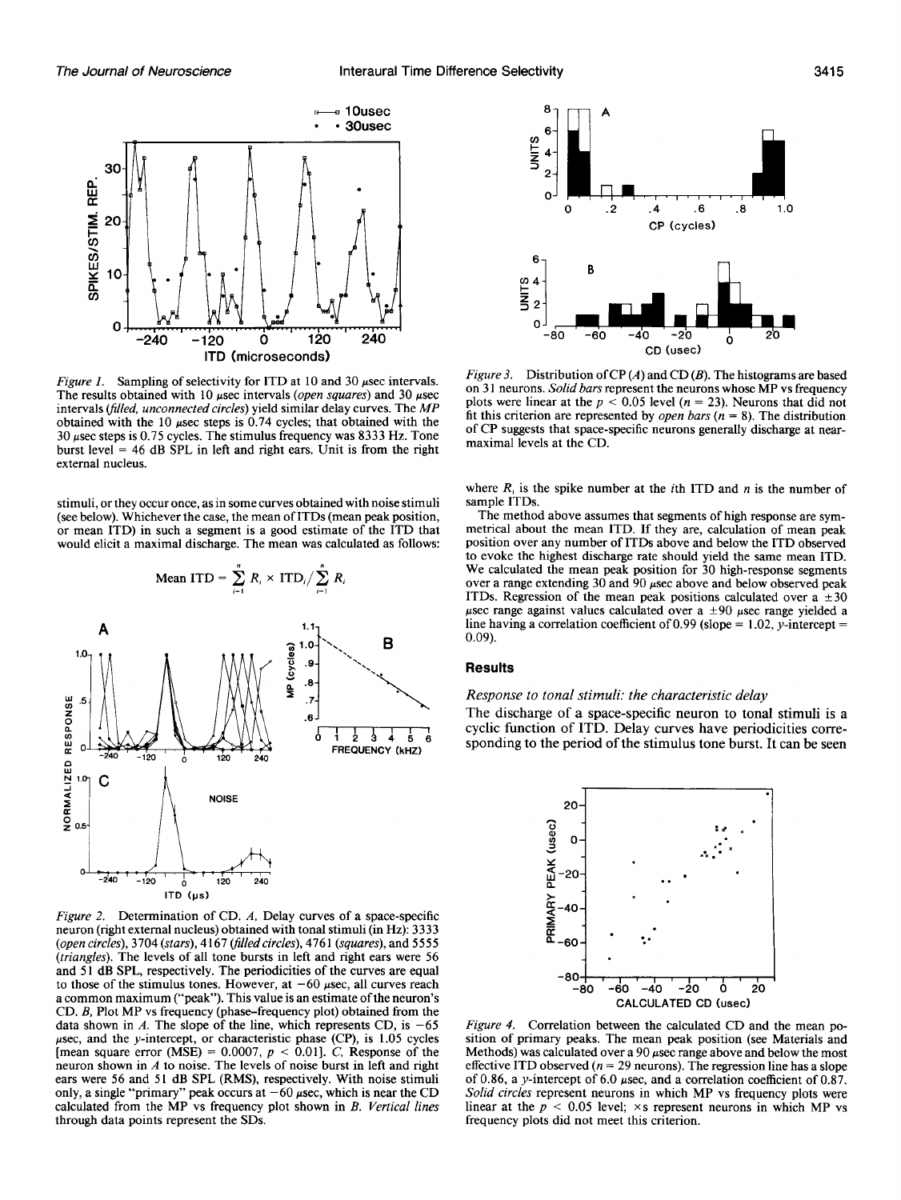Figure 1. Sampling of selectivity for ITD at 10 and 30 μsec intervals. The results obtained with 10 μsec intervals (*open squares*) and 30 μsec intervals (*filled, unconnected circles*) yield similar delay curves. The *MP* obtained with the 10 μsec steps is 0.74 cycles; that obtained with the 30 μsec steps is 0.75 cycles. The stimulus frequency was 8333 Hz. Tone burst level = 46 dB SPL in left and right ears. Unit is from the right external nucleus.

stimuli, or they occur once, as in some curves obtained with noise stimuli (see below). Whichever the case, the mean of ITDs (mean peak position, or mean ITD) in such a segment is a good estimate of the ITD that would elicit a maximal discharge. The mean was calculated as follows:

$$\text{Mean ITD} = \sum_{i=1}^{n} R_i \times \text{ITD}_i / \sum_{i=1}^{n} R_i$$

where $R_i$ is the spike number at the *i*th ITD and *n* is the number of sample ITDs.

The method above assumes that segments of high response are symmetrical about the mean ITD. If they are, calculation of mean peak position over any number of ITDs above and below the ITD observed to evoke the highest discharge rate should yield the same mean ITD. We calculated the mean peak position for 30 high-response segments over a range extending 30 and 90 μsec above and below observed peak ITDs. Regression of the mean peak positions calculated over a ±30 μsec range against values calculated over a ±90 μsec range yielded a line having a correlation coefficient of 0.99 (slope = 1.02, *y*-intercept = 0.09).

Figure 2. Determination of CD. *A*, Delay curves of a space-specific neuron (right external nucleus) obtained with tonal stimuli (in Hz): 3333 (*open circles*), 3704 (*stars*), 4167 (*filled circles*), 4761 (*squares*), and 5555 (*triangles*). The levels of all tone bursts in left and right ears were 56 and 51 dB SPL, respectively. The periodicities of the curves are equal to those of the stimulus tones. However, at −60 μsec, all curves reach a common maximum ("peak"). This value is an estimate of the neuron's CD. *B*, Plot MP vs frequency (phase–frequency plot) obtained from the data shown in *A*. The slope of the line, which represents CD, is −65 μsec, and the *y*-intercept, or characteristic phase (CP), is 1.05 cycles [mean square error (MSE) = 0.0007, $p < 0.01$]. *C*, Response of the neuron shown in *A* to noise. The levels of noise burst in left and right ears were 56 and 51 dB SPL, respectively. With noise stimuli only, a single "primary" peak occurs at −60 μsec, which is near the CD calculated from the MP vs frequency plot shown in *B*. *Vertical lines* through data points represent the SDs.

Figure 3. Distribution of CP (*A*) and CD (*B*). The histograms are based on 31 neurons. *Solid bars* represent the neurons whose MP vs frequency plots were linear at the $p < 0.05$ level ($n = 23$). Neurons that did not fit this criterion are represented by *open bars* ($n = 8$). The distribution of CP suggests that space-specific neurons generally discharge at near-maximal levels at the CD.

## Results

### *Response to tonal stimuli: the characteristic delay*

The discharge of a space-specific neuron to tonal stimuli is a cyclic function of ITD. Delay curves have periodicities corresponding to the period of the stimulus tone burst. It can be seen

Figure 4. Correlation between the calculated CD and the mean position of primary peaks. The mean peak position (see Materials and Methods) was calculated over a 90 μsec range above and below the most effective ITD observed ($n = 29$ neurons). The regression line has a slope of 0.86, a *y*-intercept of 6.0 μsec, and a correlation coefficient of 0.87. *Solid circles* represent neurons in which MP vs frequency plots were linear at the $p < 0.05$ level; ×s represent neurons in which MP vs frequency plots did not meet this criterion.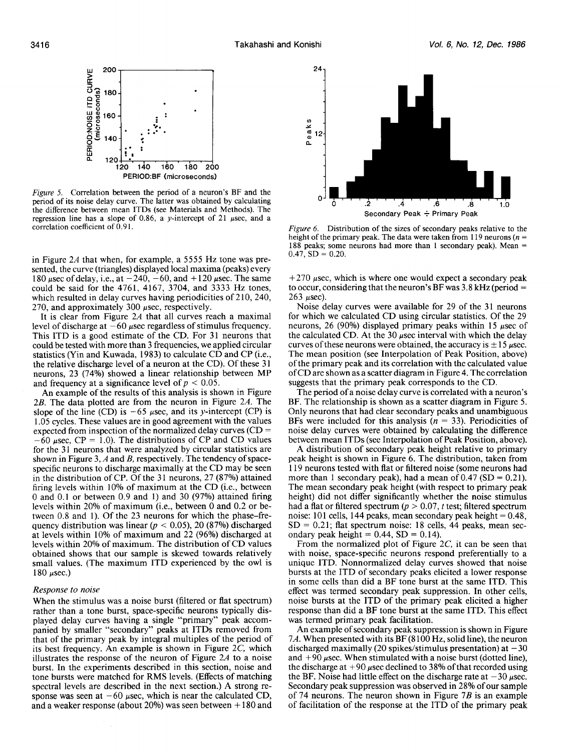*Figure 5.* Correlation between the period of a neuron's BF and the period of its noise delay curve. The latter was obtained by calculating the difference between mean ITDs (see Materials and Methods). The regression line has a slope of 0.86, a *y*-intercept of 21 μsec, and a correlation coefficient of 0.91.

*Figure 6.* Distribution of the sizes of secondary peaks relative to the height of the primary peak. The data were taken from 119 neurons ($n$ = 188 peaks; some neurons had more than 1 secondary peak). Mean = 0.47, SD = 0.20.

in Figure 2*A* that when, for example, a 5555 Hz tone was presented, the curve (triangles) displayed local maxima (peaks) every 180 μsec of delay, i.e., at −240, −60, and +120 μsec. The same could be said for the 4761, 4167, 3704, and 3333 Hz tones, which resulted in delay curves having periodicities of 210, 240, 270, and approximately 300 μsec, respectively.

It is clear from Figure 2*A* that all curves reach a maximal level of discharge at −60 μsec regardless of stimulus frequency. This ITD is a good estimate of the CD. For 31 neurons that could be tested with more than 3 frequencies, we applied circular statistics (Yin and Kuwada, 1983) to calculate CD and CP (i.e., the relative discharge level of a neuron at the CD). Of these 31 neurons, 23 (74%) showed a linear relationship between MP and frequency at a significance level of $p < 0.05$.

An example of the results of this analysis is shown in Figure 2*B*. The data plotted are from the neuron in Figure 2*A*. The slope of the line (CD) is −65 μsec, and its *y*-intercept (CP) is 1.05 cycles. These values are in good agreement with the values expected from inspection of the normalized delay curves (CD = −60 μsec, CP = 1.0). The distributions of CP and CD values for the 31 neurons that were analyzed by circular statistics are shown in Figure 3, *A* and *B*, respectively. The tendency of space-specific neurons to discharge maximally at the CD may be seen in the distribution of CP. Of the 31 neurons, 27 (87%) attained firing levels within 10% of maximum at the CD (i.e., between 0 and 0.1 or between 0.9 and 1) and 30 (97%) attained firing levels within 20% of maximum (i.e., between 0 and 0.2 or between 0.8 and 1). Of the 23 neurons for which the phase–frequency distribution was linear ($p < 0.05$), 20 (87%) discharged at levels within 10% of maximum and 22 (96%) discharged at levels within 20% of maximum. The distribution of CD values obtained shows that our sample is skewed towards relatively small values. (The maximum ITD experienced by the owl is 180 μsec.)

### *Response to noise*

When the stimulus was a noise burst (filtered or flat spectrum) rather than a tone burst, space-specific neurons typically displayed delay curves having a single "primary" peak accompanied by smaller "secondary" peaks at ITDs removed from that of the primary peak by integral multiples of the period of its best frequency. An example is shown in Figure 2*C*, which illustrates the response of the neuron of Figure 2*A* to a noise burst. In the experiments described in this section, noise and tone bursts were matched for RMS levels. (Effects of matching spectral levels are described in the next section.) A strong response was seen at −60 μsec, which is near the calculated CD, and a weaker response (about 20%) was seen between +180 and +270 μsec, which is where one would expect a secondary peak to occur, considering that the neuron's BF was 3.8 kHz (period = 263 μsec).

Noise delay curves were available for 29 of the 31 neurons for which we calculated CD using circular statistics. Of the 29 neurons, 26 (90%) displayed primary peaks within 15 μsec of the calculated CD. At the 30 μsec interval with which the delay curves of these neurons were obtained, the accuracy is ±15 μsec. The mean position (see Interpolation of Peak Position, above) of the primary peak and its correlation with the calculated value of CD are shown as a scatter diagram in Figure 4. The correlation suggests that the primary peak corresponds to the CD.

The period of a noise delay curve is correlated with a neuron's BF. The relationship is shown as a scatter diagram in Figure 5. Only neurons that had clear secondary peaks and unambiguous BFs were included for this analysis ($n$ = 33). Periodicities of noise delay curves were obtained by calculating the difference between mean ITDs (see Interpolation of Peak Position, above).

A distribution of secondary peak height relative to primary peak height is shown in Figure 6. The distribution, taken from 119 neurons tested with flat or filtered noise (some neurons had more than 1 secondary peak), had a mean of 0.47 (SD = 0.21). The mean secondary peak height (with respect to primary peak height) did not differ significantly whether the noise stimulus had a flat or filtered spectrum ($p > 0.07$, *t* test; filtered spectrum noise: 101 cells, 144 peaks, mean secondary peak height = 0.48, SD = 0.21; flat spectrum noise: 18 cells, 44 peaks, mean secondary peak height = 0.44, SD = 0.14).

From the normalized plot of Figure 2*C*, it can be seen that with noise, space-specific neurons respond preferentially to a unique ITD. Nonnormalized delay curves showed that noise bursts at the ITD of secondary peaks elicited a lower response in some cells than did a BF tone burst at the same ITD. This effect was termed secondary peak suppression. In other cells, noise bursts at the ITD of the primary peak elicited a higher response than did a BF tone burst at the same ITD. This effect was termed primary peak facilitation.

An example of secondary peak suppression is shown in Figure 7*A*. When presented with its BF (8100 Hz, solid line), the neuron discharged maximally (20 spikes/stimulus presentation) at −30 and +90 μsec. When stimulated with a noise burst (dotted line), the discharge at +90 μsec declined to 38% of that recorded using the BF. Noise had little effect on the discharge rate at −30 μsec. Secondary peak suppression was observed in 28% of our sample of 74 neurons. The neuron shown in Figure 7*B* is an example of facilitation of the response at the ITD of the primary peak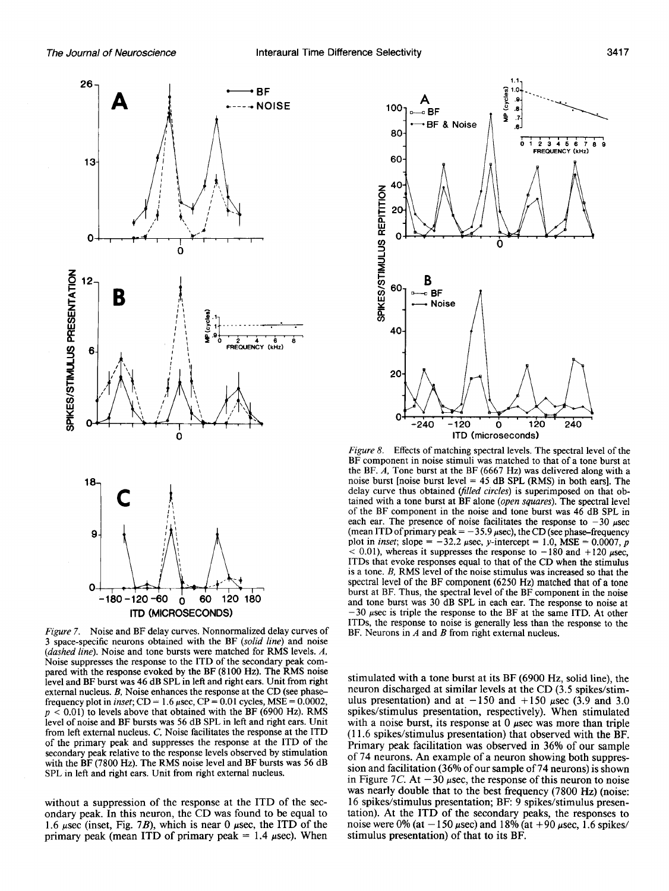*Figure 7.* Noise and BF delay curves. Nonnormalized delay curves of 3 space-specific neurons obtained with the BF (*solid line*) and noise (*dashed line*). Noise and tone bursts were matched for RMS levels. *A*, Noise suppresses the response to the ITD of the secondary peak compared with the response evoked by the BF (8100 Hz). The RMS noise level and BF burst was 46 dB SPL in left and right ears. Unit from right external nucleus. *B*, Noise enhances the response at the CD (see phase–frequency plot in *inset*; CD = 1.6 μsec, CP = 0.01 cycles, MSE = 0.0002, $p < 0.01$) to levels above that obtained with the BF (6900 Hz). RMS level of noise and BF bursts was 56 dB SPL in left and right ears. Unit from left external nucleus. *C*, Noise facilitates the response at the ITD of the primary peak and suppresses the response at the ITD of the secondary peak relative to the response levels observed by stimulation with the BF (7800 Hz). The RMS noise level and BF bursts was 56 dB SPL in left and right ears. Unit from right external nucleus.

without a suppression of the response at the ITD of the secondary peak. In this neuron, the CD was found to be equal to 1.6 μsec (inset, Fig. 7*B*), which is near 0 μsec, the ITD of the primary peak (mean ITD of primary peak = 1.4 μsec). When stimulated with a tone burst at its BF (6900 Hz, solid line), the neuron discharged at similar levels at the CD (3.5 spikes/stimulus presentation) and at −150 and +150 μsec (3.9 and 3.0 spikes/stimulus presentation, respectively). When stimulated with a noise burst, its response at 0 μsec was more than triple (11.6 spikes/stimulus presentation) that observed with the BF. Primary peak facilitation was observed in 36% of our sample of 74 neurons. An example of a neuron showing both suppression and facilitation (36% of our sample of 74 neurons) is shown in Figure 7*C*. At −30 μsec, the response of this neuron to noise was nearly double that to the best frequency (7800 Hz) (noise: 16 spikes/stimulus presentation; BF: 9 spikes/stimulus presentation). At the ITD of the secondary peaks, the responses to noise were 0% (at −150 μsec) and 18% (at +90 μsec, 1.6 spikes/stimulus presentation) of that to its BF.

*Figure 8.* Effects of matching spectral levels. The spectral level of the BF component in noise stimuli was matched to that of a tone burst at the BF. *A*, Tone burst at the BF (6667 Hz) was delivered along with a noise burst [noise burst level = 45 dB SPL (RMS) in both ears]. The delay curve thus obtained (*filled circles*) is superimposed on that obtained with a tone burst at BF alone (*open squares*). The spectral level of the BF component in the noise and tone burst was 46 dB SPL in each ear. The presence of noise facilitates the response to −30 μsec (mean ITD of primary peak = −35.9 μsec), the CD (see phase–frequency plot in *inset*; slope = −32.2 μsec, *y*-intercept = 1.0, MSE = 0.0007, $p < 0.01$), whereas it suppresses the response to −180 and +120 μsec, ITDs that evoke responses equal to that of the CD when the stimulus is a tone. *B*, RMS level of the noise stimulus was increased so that the spectral level of the BF component (6250 Hz) matched that of a tone burst at BF. Thus, the spectral level of the BF component in the noise and tone burst was 30 dB SPL in each ear. The response to noise at −30 μsec is triple the response to the BF at the same ITD. At other ITDs, the response to noise is generally less than the response to the BF. Neurons in *A* and *B* from right external nucleus.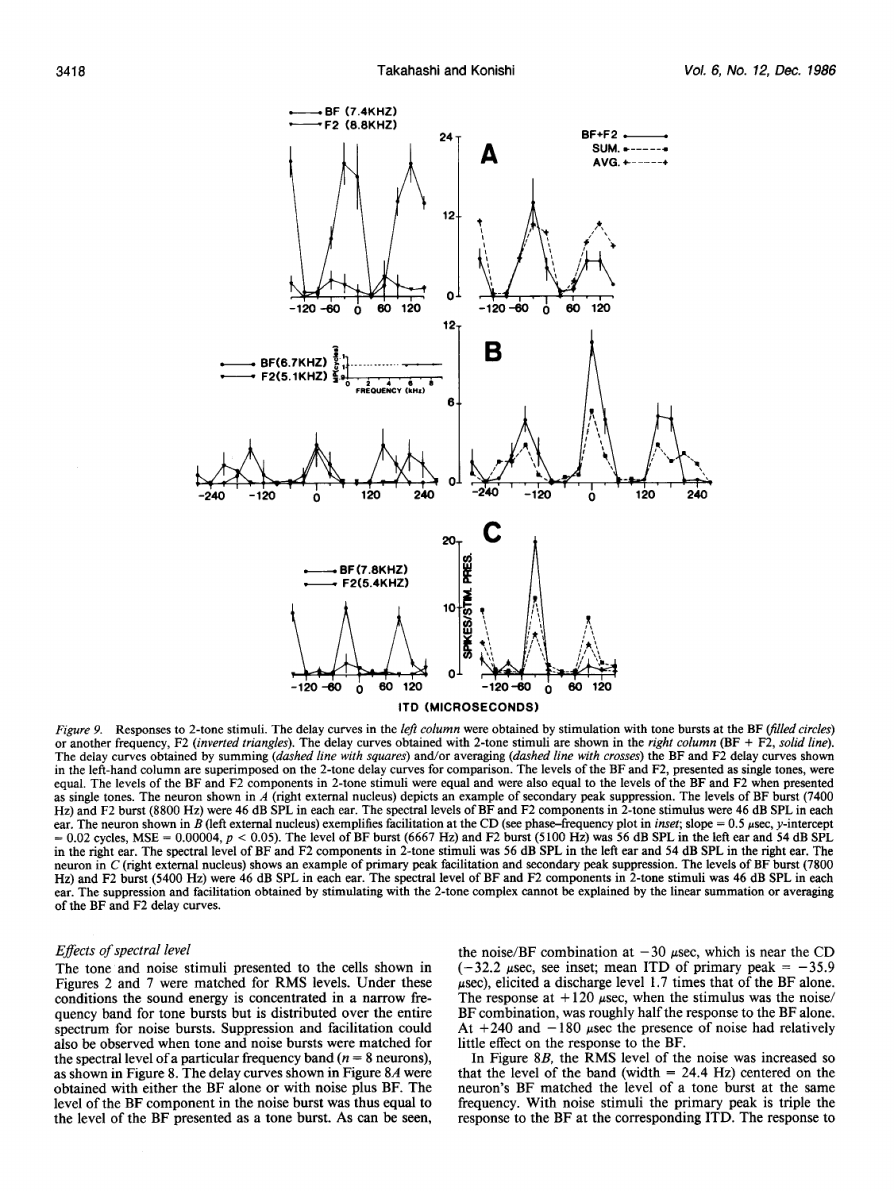*Figure 9.* Responses to 2-tone stimuli. The delay curves in the *left column* were obtained by stimulation with tone bursts at the BF (*filled circles*) or another frequency, F2 (*inverted triangles*). The delay curves obtained with 2-tone stimuli are shown in the *right column* (BF + F2, *solid line*). The delay curves obtained by summing (*dashed line with squares*) and/or averaging (*dashed line with crosses*) the BF and F2 delay curves shown in the left-hand column are superimposed on the 2-tone delay curves for comparison. The levels of the BF and F2, presented as single tones, were equal. The levels of the BF and F2 components in 2-tone stimuli were equal and were also equal to the levels of the BF and F2 when presented as single tones. The neuron shown in *A* (right external nucleus) depicts an example of secondary peak suppression. The levels of BF burst (7400 Hz) and F2 burst (8800 Hz) were 46 dB SPL in each ear. The spectral levels of BF and F2 components in 2-tone stimulus were 46 dB SPL in each ear. The neuron shown in *B* (left external nucleus) exemplifies facilitation at the CD (see phase–frequency plot in *inset*; slope = 0.5 μsec, *y*-intercept = 0.02 cycles, MSE = 0.00004, $p < 0.05$). The level of BF burst (6667 Hz) and F2 burst (5100 Hz) was 56 dB SPL in the left ear and 54 dB SPL in the right ear. The spectral level of BF and F2 components in 2-tone stimuli was 56 dB SPL in the left ear and 54 dB SPL in the right ear. The neuron in *C* (right external nucleus) shows an example of primary peak facilitation and secondary peak suppression. The levels of BF burst (7800 Hz) and F2 burst (5400 Hz) were 46 dB SPL in each ear. The spectral level of BF and F2 components in 2-tone stimuli was 46 dB SPL in each ear. The suppression and facilitation obtained by stimulating with the 2-tone complex cannot be explained by the linear summation or averaging of the BF and F2 delay curves.

### *Effects of spectral level*

The tone and noise stimuli presented to the cells shown in Figures 2 and 7 were matched for RMS levels. Under these conditions the sound energy is concentrated in a narrow frequency band for tone bursts but is distributed over the entire spectrum for noise bursts. Suppression and facilitation could also be observed when tone and noise bursts were matched for the spectral level of a particular frequency band ($n = 8$ neurons), as shown in Figure 8. The delay curves shown in Figure 8*A* were obtained with either the BF alone or with noise plus BF. The level of the BF component in the noise burst was thus equal to the level of the BF presented as a tone burst. As can be seen, the noise/BF combination at −30 μsec, which is near the CD (−32.2 μsec, see inset; mean ITD of primary peak = −35.9 μsec), elicited a discharge level 1.7 times that of the BF alone. The response at +120 μsec, when the stimulus was the noise/BF combination, was roughly half the response to the BF alone. At +240 and −180 μsec the presence of noise had relatively little effect on the response to the BF.

In Figure 8*B*, the RMS level of the noise was increased so that the level of the band (width = 24.4 Hz) centered on the neuron's BF matched the level of a tone burst at the same frequency. With noise stimuli the primary peak is triple the response to the BF at the corresponding ITD. The response to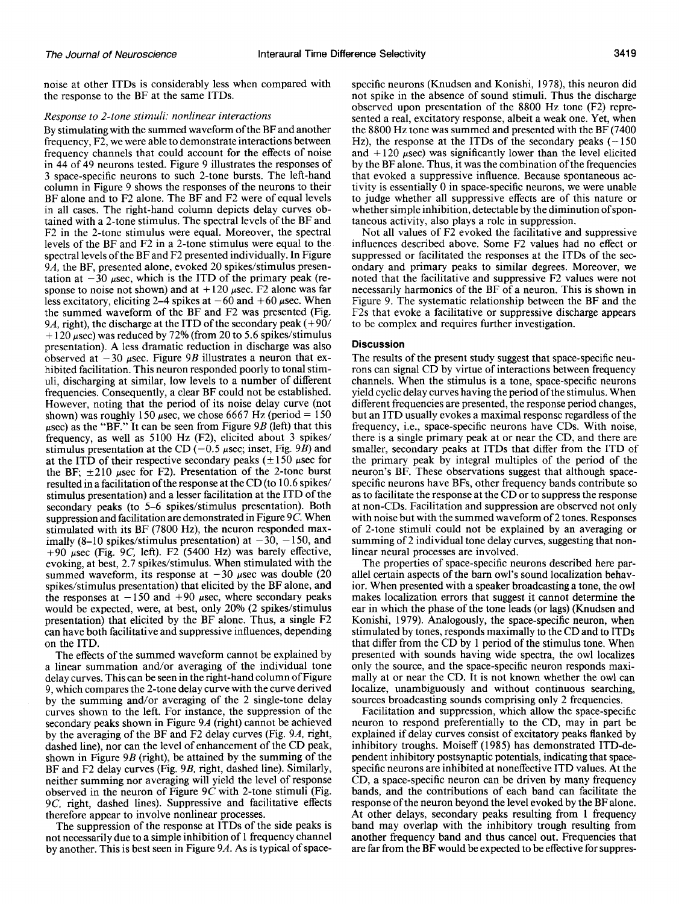noise at other ITDs is considerably less when compared with the response to the BF at the same ITDs.

### *Response to 2-tone stimuli: nonlinear interactions*

By stimulating with the summed waveform of the BF and another frequency, F2, we were able to demonstrate interactions between frequency channels that could account for the effects of noise in 44 of 49 neurons tested. Figure 9 illustrates the responses of 3 space-specific neurons to such 2-tone bursts. The left-hand column in Figure 9 shows the responses of the neurons to their BF alone and to F2 alone. The BF and F2 were of equal levels in all cases. The right-hand column depicts delay curves obtained with a 2-tone stimulus. The spectral levels of the BF and F2 in the 2-tone stimulus were equal. Moreover, the spectral levels of the BF and F2 in a 2-tone stimulus were equal to the spectral levels of the BF and F2 presented individually. In Figure 9*A*, the BF, presented alone, evoked 20 spikes/stimulus presentation at −30 μsec, which is the ITD of the primary peak (response to noise not shown) and at +120 μsec. F2 alone was far less excitatory, eliciting 2–4 spikes at −60 and +60 μsec. When the summed waveform of the BF and F2 was presented (Fig. 9*A*, right), the discharge at the ITD of the secondary peak (+90/+120 μsec) was reduced by 72% (from 20 to 5.6 spikes/stimulus presentation). A less dramatic reduction in discharge was also observed at −30 μsec. Figure 9*B* illustrates a neuron that exhibited facilitation. This neuron responded poorly to tonal stimuli, discharging at similar, low levels to a number of different frequencies. Consequently, a clear BF could not be established. However, noting that the period of its noise delay curve (not shown) was roughly 150 μsec, we chose 6667 Hz (period = 150 μsec) as the "BF." It can be seen from Figure 9*B* (left) that this frequency, as well as 5100 Hz (F2), elicited about 3 spikes/stimulus presentation at the CD (−0.5 μsec; inset, Fig. 9*B*) and at the ITD of their respective secondary peaks (±150 μsec for the BF; ±210 μsec for F2). Presentation of the 2-tone burst resulted in a facilitation of the response at the CD (to 10.6 spikes/stimulus presentation) and a lesser facilitation at the ITD of the secondary peaks (to 5–6 spikes/stimulus presentation). Both suppression and facilitation are demonstrated in Figure 9*C*. When stimulated with its BF (7800 Hz), the neuron responded maximally (8–10 spikes/stimulus presentation) at −30, −150, and +90 μsec (Fig. 9*C*, left). F2 (5400 Hz) was barely effective, evoking, at best, 2.7 spikes/stimulus. When stimulated with the summed waveform, its response at −30 μsec was double (20 spikes/stimulus presentation) that elicited by the BF alone, and the responses at −150 and +90 μsec, where secondary peaks would be expected, were, at best, only 20% (2 spikes/stimulus presentation) that elicited by the BF alone. Thus, a single F2 can have both facilitative and suppressive influences, depending on the ITD.

The effects of the summed waveform cannot be explained by a linear summation and/or averaging of the individual tone delay curves. This can be seen in the right-hand column of Figure 9, which compares the 2-tone delay curve with the curve derived by the summing and/or averaging of the 2 single-tone delay curves shown to the left. For instance, the suppression of the secondary peaks shown in Figure 9*A* (right) cannot be achieved by the averaging of the BF and F2 delay curves (Fig. 9*A*, right, dashed line), nor can the level of enhancement of the CD peak, shown in Figure 9*B* (right), be attained by the summing of the BF and F2 delay curves (Fig. 9*B*, right, dashed line). Similarly, neither summing nor averaging will yield the level of response observed in the neuron of Figure 9*C* with 2-tone stimuli (Fig. 9*C*, right, dashed lines). Suppressive and facilitative effects therefore appear to involve nonlinear processes.

The suppression of the response at ITDs of the side peaks is not necessarily due to a simple inhibition of 1 frequency channel by another. This is best seen in Figure 9*A*. As is typical of space-specific neurons (Knudsen and Konishi, 1978), this neuron did not spike in the absence of sound stimuli. Thus the discharge observed upon presentation of the 8800 Hz tone (F2) represented a real, excitatory response, albeit a weak one. Yet, when the 8800 Hz tone was summed and presented with the BF (7400 Hz), the response at the ITDs of the secondary peaks (−150 and +120 μsec) was significantly lower than the level elicited by the BF alone. Thus, it was the combination of the frequencies that evoked a suppressive influence. Because spontaneous activity is essentially 0 in space-specific neurons, we were unable to judge whether all suppressive effects are of this nature or whether simple inhibition, detectable by the diminution of spontaneous activity, also plays a role in suppression.

Not all values of F2 evoked the facilitative and suppressive influences described above. Some F2 values had no effect or suppressed or facilitated the responses at the ITDs of the secondary and primary peaks to similar degrees. Moreover, we noted that the facilitative and suppressive F2 values were not necessarily harmonics of the BF of a neuron. This is shown in Figure 9. The systematic relationship between the BF and the F2s that evoke a facilitative or suppressive discharge appears to be complex and requires further investigation.

## Discussion

The results of the present study suggest that space-specific neurons can signal CD by virtue of interactions between frequency channels. When the stimulus is a tone, space-specific neurons yield cyclic delay curves having the period of the stimulus. When different frequencies are presented, the response period changes, but an ITD usually evokes a maximal response regardless of the frequency, i.e., space-specific neurons have CDs. With noise, there is a single primary peak at or near the CD, and there are smaller, secondary peaks at ITDs that differ from the ITD of the primary peak by integral multiples of the period of the neuron's BF. These observations suggest that although space-specific neurons have BFs, other frequency bands contribute so as to facilitate the response at the CD or to suppress the response at non-CDs. Facilitation and suppression are observed not only with noise but with the summed waveform of 2 tones. Responses of 2-tone stimuli could not be explained by an averaging or summing of 2 individual tone delay curves, suggesting that nonlinear neural processes are involved.

The properties of space-specific neurons described here parallel certain aspects of the barn owl's sound localization behavior. When presented with a speaker broadcasting a tone, the owl makes localization errors that suggest it cannot determine the ear in which the phase of the tone leads (or lags) (Knudsen and Konishi, 1979). Analogously, the space-specific neuron, when stimulated by tones, responds maximally to the CD and to ITDs that differ from the CD by 1 period of the stimulus tone. When presented with sounds having wide spectra, the owl localizes only the source, and the space-specific neuron responds maximally at or near the CD. It is not known whether the owl can localize, unambiguously and without continuous searching, sources broadcasting sounds comprising only 2 frequencies.

Facilitation and suppression, which allow the space-specific neuron to respond preferentially to the CD, may in part be explained if delay curves consist of excitatory peaks flanked by inhibitory troughs. Moiseff (1985) has demonstrated ITD-dependent inhibitory postsynaptic potentials, indicating that space-specific neurons are inhibited at noneffective ITD values. At the CD, a space-specific neuron can be driven by many frequency bands, and the contributions of each band can facilitate the response of the neuron beyond the level evoked by the BF alone. At other delays, secondary peaks resulting from 1 frequency band may overlap with the inhibitory trough resulting from another frequency band and thus cancel out. Frequencies that are far from the BF would be expected to be effective for suppres-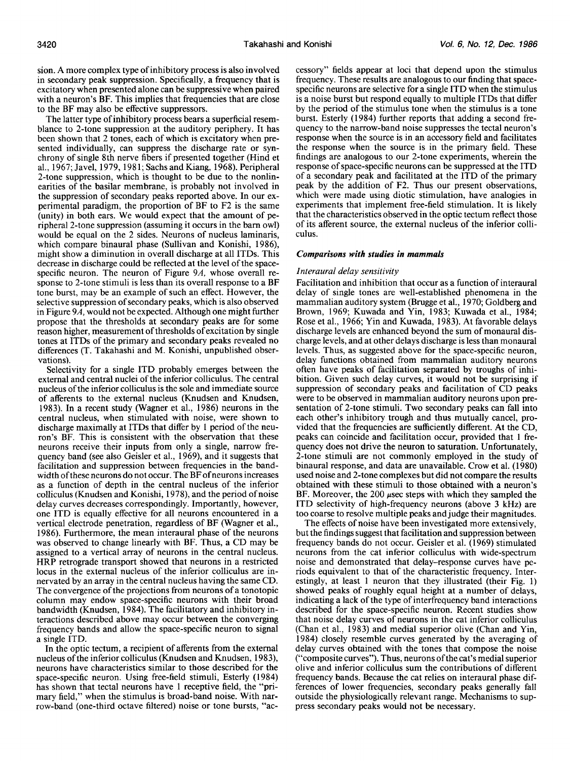sion. A more complex type of inhibitory process is also involved in secondary peak suppression. Specifically, a frequency that is excitatory when presented alone can be suppressive when paired with a neuron's BF. This implies that frequencies that are close to the BF may also be effective suppressors.

The latter type of inhibitory process bears a superficial resemblance to 2-tone suppression at the auditory periphery. It has been shown that 2 tones, each of which is excitatory when presented individually, can suppress the discharge rate or synchrony of single 8th nerve fibers if presented together (Hind et al., 1967; Javel, 1979, 1981; Sachs and Kiang, 1968). Peripheral 2-tone suppression, which is thought to be due to the nonlinearities of the basilar membrane, is probably not involved in the suppression of secondary peaks reported above. In our experimental paradigm, the proportion of BF to F2 is the same (unity) in both ears. We would expect that the amount of peripheral 2-tone suppression (assuming it occurs in the barn owl) would be equal on the 2 sides. Neurons of nucleus laminaris, which compare binaural phase (Sullivan and Konishi, 1986), might show a diminution in overall discharge at all ITDs. This decrease in discharge could be reflected at the level of the space-specific neuron. The neuron of Figure 9*A*, whose overall response to 2-tone stimuli is less than its overall response to a BF tone burst, may be an example of such an effect. However, the selective suppression of secondary peaks, which is also observed in Figure 9*A*, would not be expected. Although one might further propose that the thresholds at secondary peaks are for some reason higher, measurement of thresholds of excitation by single tones at ITDs of the primary and secondary peaks revealed no differences (T. Takahashi and M. Konishi, unpublished observations).

Selectivity for a single ITD probably emerges between the external and central nuclei of the inferior colliculus. The central nucleus of the inferior colliculus is the sole and immediate source of afferents to the external nucleus (Knudsen and Knudsen, 1983). In a recent study (Wagner et al., 1986) neurons in the central nucleus, when stimulated with noise, were shown to discharge maximally at ITDs that differ by 1 period of the neuron's BF. This is consistent with the observation that these neurons receive their inputs from only a single, narrow frequency band (see also Geisler et al., 1969), and it suggests that facilitation and suppression between frequencies in the bandwidth of these neurons do not occur. The BF of neurons increases as a function of depth in the central nucleus of the inferior colliculus (Knudsen and Konishi, 1978), and the period of noise delay curves decreases correspondingly. Importantly, however, one ITD is equally effective for all neurons encountered in a vertical electrode penetration, regardless of BF (Wagner et al., 1986). Furthermore, the mean interaural phase of the neurons was observed to change linearly with BF. Thus, a CD may be assigned to a vertical array of neurons in the central nucleus. HRP retrograde transport showed that neurons in a restricted locus in the external nucleus of the inferior colliculus are innervated by an array in the central nucleus having the same CD. The convergence of the projections from neurons of a tonotopic column may endow space-specific neurons with their broad bandwidth (Knudsen, 1984). The facilitatory and inhibitory interactions described above may occur between the converging frequency bands and allow the space-specific neuron to signal a single ITD.

In the optic tectum, a recipient of afferents from the external nucleus of the inferior colliculus (Knudsen and Knudsen, 1983), neurons have characteristics similar to those described for the space-specific neuron. Using free-field stimuli, Esterly (1984) has shown that tectal neurons have 1 receptive field, the "primary field," when the stimulus is broad-band noise. With narrow-band (one-third octave filtered) noise or tone bursts, "accessory" fields appear at loci that depend upon the stimulus frequency. These results are analogous to our finding that space-specific neurons are selective for a single ITD when the stimulus is a noise burst but respond equally to multiple ITDs that differ by the period of the stimulus tone when the stimulus is a tone burst. Esterly (1984) further reports that adding a second frequency to the narrow-band noise suppresses the tectal neuron's response when the source is in an accessory field and facilitates the response when the source is in the primary field. These findings are analogous to our 2-tone experiments, wherein the response of space-specific neurons can be suppressed at the ITD of a secondary peak and facilitated at the ITD of the primary peak by the addition of F2. Thus our present observations, which were made using diotic stimulation, have analogies in experiments that implement free-field stimulation. It is likely that the characteristics observed in the optic tectum reflect those of its afferent source, the external nucleus of the inferior colliculus.

### *Comparisons with studies in mammals*

#### *Interaural delay sensitivity*

Facilitation and inhibition that occur as a function of interaural delay of single tones are well-established phenomena in the mammalian auditory system (Brugge et al., 1970; Goldberg and Brown, 1969; Kuwada and Yin, 1983; Kuwada et al., 1984; Rose et al., 1966; Yin and Kuwada, 1983). At favorable delays discharge levels are enhanced beyond the sum of monaural discharge levels, and at other delays discharge is less than monaural levels. Thus, as suggested above for the space-specific neuron, delay functions obtained from mammalian auditory neurons often have peaks of facilitation separated by troughs of inhibition. Given such delay curves, it would not be surprising if suppression of secondary peaks and facilitation of CD peaks were to be observed in mammalian auditory neurons upon presentation of 2-tone stimuli. Two secondary peaks can fall into each other's inhibitory trough and thus mutually cancel, provided that the frequencies are sufficiently different. At the CD, peaks can coincide and facilitation occur, provided that 1 frequency does not drive the neuron to saturation. Unfortunately, 2-tone stimuli are not commonly employed in the study of binaural response, and data are unavailable. Crow et al. (1980) used noise and 2-tone complexes but did not compare the results obtained with these stimuli to those obtained with a neuron's BF. Moreover, the 200 μsec steps with which they sampled the ITD selectivity of high-frequency neurons (above 3 kHz) are too coarse to resolve multiple peaks and judge their magnitudes.

The effects of noise have been investigated more extensively, but the findings suggest that facilitation and suppression between frequency bands do not occur. Geisler et al. (1969) stimulated neurons from the cat inferior colliculus with wide-spectrum noise and demonstrated that delay–response curves have periods equivalent to that of the characteristic frequency. Interestingly, at least 1 neuron that they illustrated (their Fig. 1) showed peaks of roughly equal height at a number of delays, indicating a lack of the type of interfrequency band interactions described for the space-specific neuron. Recent studies show that noise delay curves of neurons in the cat inferior colliculus (Chan et al., 1983) and medial superior olive (Chan and Yin, 1984) closely resemble curves generated by the averaging of delay curves obtained with the tones that compose the noise ("composite curves"). Thus, neurons of the cat's medial superior olive and inferior colliculus sum the contributions of different frequency bands. Because the cat relies on interaural phase differences of lower frequencies, secondary peaks generally fall outside the physiologically relevant range. Mechanisms to suppress secondary peaks would not be necessary.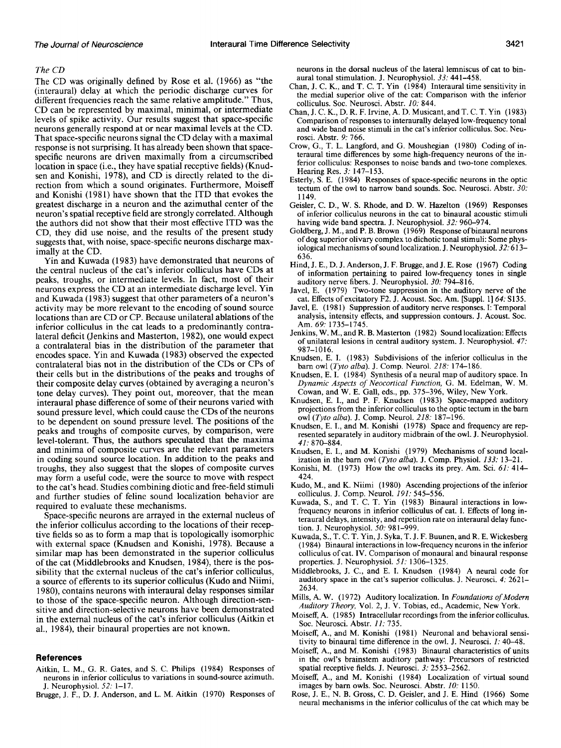### The CD

The CD was originally defined by Rose et al. (1966) as "the (interaural) delay at which the periodic discharge curves for different frequencies reach the same relative amplitude." Thus, CD can be represented by maximal, minimal, or intermediate levels of spike activity. Our results suggest that space-specific neurons generally respond at or near maximal levels at the CD. That space-specific neurons signal the CD delay with a maximal response is not surprising. It has already been shown that space-specific neurons are driven maximally from a circumscribed location in space (i.e., they have spatial receptive fields) (Knudsen and Konishi, 1978), and CD is directly related to the direction from which a sound originates. Furthermore, Moiseff and Konishi (1981) have shown that the ITD that evokes the greatest discharge in a neuron and the azimuthal center of the neuron's spatial receptive field are strongly correlated. Although the authors did not show that their most effective ITD was the CD, they did use noise, and the results of the present study suggests that, with noise, space-specific neurons discharge maximally at the CD.

Yin and Kuwada (1983) have demonstrated that neurons of the central nucleus of the cat's inferior colliculus have CDs at peaks, troughs, or intermediate levels. In fact, most of their neurons express the CD at an intermediate discharge level. Yin and Kuwada (1983) suggest that other parameters of a neuron's activity may be more relevant to the encoding of sound source locations than are CD or CP. Because unilateral ablations of the inferior colliculus in the cat leads to a predominantly contralateral deficit (Jenkins and Masterton, 1982), one would expect a contralateral bias in the distribution of the parameter that encodes space. Yin and Kuwada (1983) observed the expected contralateral bias not in the distribution of the CDs or CPs of their cells but in the distributions of the peaks and troughs of their composite delay curves (obtained by averaging a neuron's tone delay curves). They point out, moreover, that the mean interaural phase difference of some of their neurons varied with sound pressure level, which could cause the CDs of the neurons to be dependent on sound pressure level. The positions of the peaks and troughs of composite curves, by comparison, were level-tolerant. Thus, the authors speculated that the maxima and minima of composite curves are the relevant parameters in coding sound source location. In addition to the peaks and troughs, they also suggest that the slopes of composite curves may form a useful code, were the source to move with respect to the cat's head. Studies combining diotic and free-field stimuli and further studies of feline sound localization behavior are required to evaluate these mechanisms.

Space-specific neurons are arrayed in the external nucleus of the inferior colliculus according to the locations of their receptive fields so as to form a map that is topologically isomorphic with external space (Knudsen and Konishi, 1978). Because a similar map has been demonstrated in the superior colliculus of the cat (Middlebrooks and Knudsen, 1984), there is the possibility that the external nucleus of the cat's inferior colliculus, a source of efferents to its superior colliculus (Kudo and Niimi, 1980), contains neurons with interaural delay responses similar to those of the space-specific neuron. Although direction-sensitive and direction-selective neurons have been demonstrated in the external nucleus of the cat's inferior colliculus (Aitkin et al., 1984), their binaural properties are not known.

## References

Aitkin, L. M., G. R. Gates, and S. C. Philips (1984) Responses of neurons in inferior colliculus to variations in sound-source azimuth. J. Neurophysiol. *52:* 1–17.

Brugge, J. F., D. J. Anderson, and L. M. Aitkin (1970) Responses of neurons in the dorsal nucleus of the lateral lemniscus of cat to binaural tonal stimulation. J. Neurophysiol. *33:* 441–458.

Chan, J. C. K., and T. C. T. Yin (1984) Interaural time sensitivity in the medial superior olive of the cat: Comparison with the inferior colliculus. Soc. Neurosci. Abstr. *10:* 844.

Chan, J. C. K., D. R. F. Irvine, A. D. Musicant, and T. C. T. Yin (1983) Comparison of responses to interaurally delayed low-frequency tonal and wide band noise stimuli in the cat's inferior colliculus. Soc. Neurosci. Abstr. *9:* 766.

Crow, G., T. L. Langford, and G. Moushegian (1980) Coding of interaural time differences by some high-frequency neurons of the inferior colliculus: Responses to noise bands and two-tone complexes. Hearing Res. *3:* 147–153.

Esterly, S. E. (1984) Responses of space-specific neurons in the optic tectum of the owl to narrow band sounds. Soc. Neurosci. Abstr. *30:* 1149.

Geisler, C. D., W. S. Rhode, and D. W. Hazelton (1969) Responses of inferior colliculus neurons in the cat to binaural acoustic stimuli having wide band spectra. J. Neurophysiol. *32:* 960–974.

Goldberg, J. M., and P. B. Brown (1969) Response of binaural neurons of dog superior olivary complex to dichotic tonal stimuli: Some physiological mechanisms of sound localization. J. Neurophysiol. *32:* 613–636.

Hind, J. E., D. J. Anderson, J. F. Brugge, and J. E. Rose (1967) Coding of information pertaining to paired low-frequency tones in single auditory nerve fibers. J. Neurophysiol. *30:* 794–816.

Javel, E. (1979) Two-tone suppression in the auditory nerve of the cat. Effects of excitatory F2. J. Acoust. Soc. Am. [Suppl. 1] *64:* S135.

Javel, E. (1981) Suppression of auditory nerve responses. I: Temporal analysis, intensity effects, and suppression contours. J. Acoust. Soc. Am. *69:* 1735–1745.

Jenkins, W. M., and R. B. Masterton (1982) Sound localization: Effects of unilateral lesions in central auditory system. J. Neurophysiol. *47:* 987–1016.

Knudsen, E. I. (1983) Subdivisions of the inferior colliculus in the barn owl (*Tyto alba*). J. Comp. Neurol. *218:* 174–186.

Knudsen, E. I. (1984) Synthesis of a neural map of auditory space. In *Dynamic Aspects of Neocortical Function,* G. M. Edelman, W. M. Cowan, and W. E. Gall, eds., pp. 375–396, Wiley, New York.

Knudsen, E. I., and P. F. Knudsen (1983) Space-mapped auditory projections from the inferior colliculus to the optic tectum in the barn owl (*Tyto alba*). J. Comp. Neurol. *218:* 187–196.

Knudsen, E. I., and M. Konishi (1978) Space and frequency are represented separately in auditory midbrain of the owl. J. Neurophysiol. *41:* 870–884.

Knudsen, E. I., and M. Konishi (1979) Mechanisms of sound localization in the barn owl (*Tyto alba*). J. Comp. Physiol. *133:* 13–21.

Konishi, M. (1973) How the owl tracks its prey. Am. Sci. *61:* 414–424.

Kudo, M., and K. Niimi (1980) Ascending projections of the inferior colliculus. J. Comp. Neurol. *191:* 545–556.

Kuwada, S., and T. C. T. Yin (1983) Binaural interactions in low-frequency neurons in inferior colliculus of cat. I. Effects of long interaural delays, intensity, and repetition rate on interaural delay function. J. Neurophysiol. *50:* 981–999.

Kuwada, S., T. C. T. Yin, J. Syka, T. J. F. Buunen, and R. E. Wickesberg (1984) Binaural interactions in low-frequency neurons in the inferior colliculus of cat. IV. Comparison of monaural and binaural response properties. J. Neurophysiol. *51:* 1306–1325.

Middlebrooks, J. C., and E. I. Knudsen (1984) A neural code for auditory space in the cat's superior colliculus. J. Neurosci. *4:* 2621–2634.

Mills, A. W. (1972) Auditory localization. In *Foundations of Modern Auditory Theory,* Vol. 2, J. V. Tobias, ed., Academic, New York.

Moiseff, A. (1985) Intracellular recordings from the inferior colliculus. Soc. Neurosci. Abstr. *11:* 735.

Moiseff, A., and M. Konishi (1981) Neuronal and behavioral sensitivity to binaural time difference in the owl. J. Neurosci. *1:* 40–48.

Moiseff, A., and M. Konishi (1983) Binaural characteristics of units in the owl's brainstem auditory pathway: Precursors of restricted spatial receptive fields. J. Neurosci. *3:* 2553–2562.

Moiseff, A., and M. Konishi (1984) Localization of virtual sound images by barn owls. Soc. Neurosci. Abstr. *10:* 1150.

Rose, J. E., N. B. Gross, C. D. Geisler, and J. E. Hind (1966) Some neural mechanisms in the inferior colliculus of the cat which may be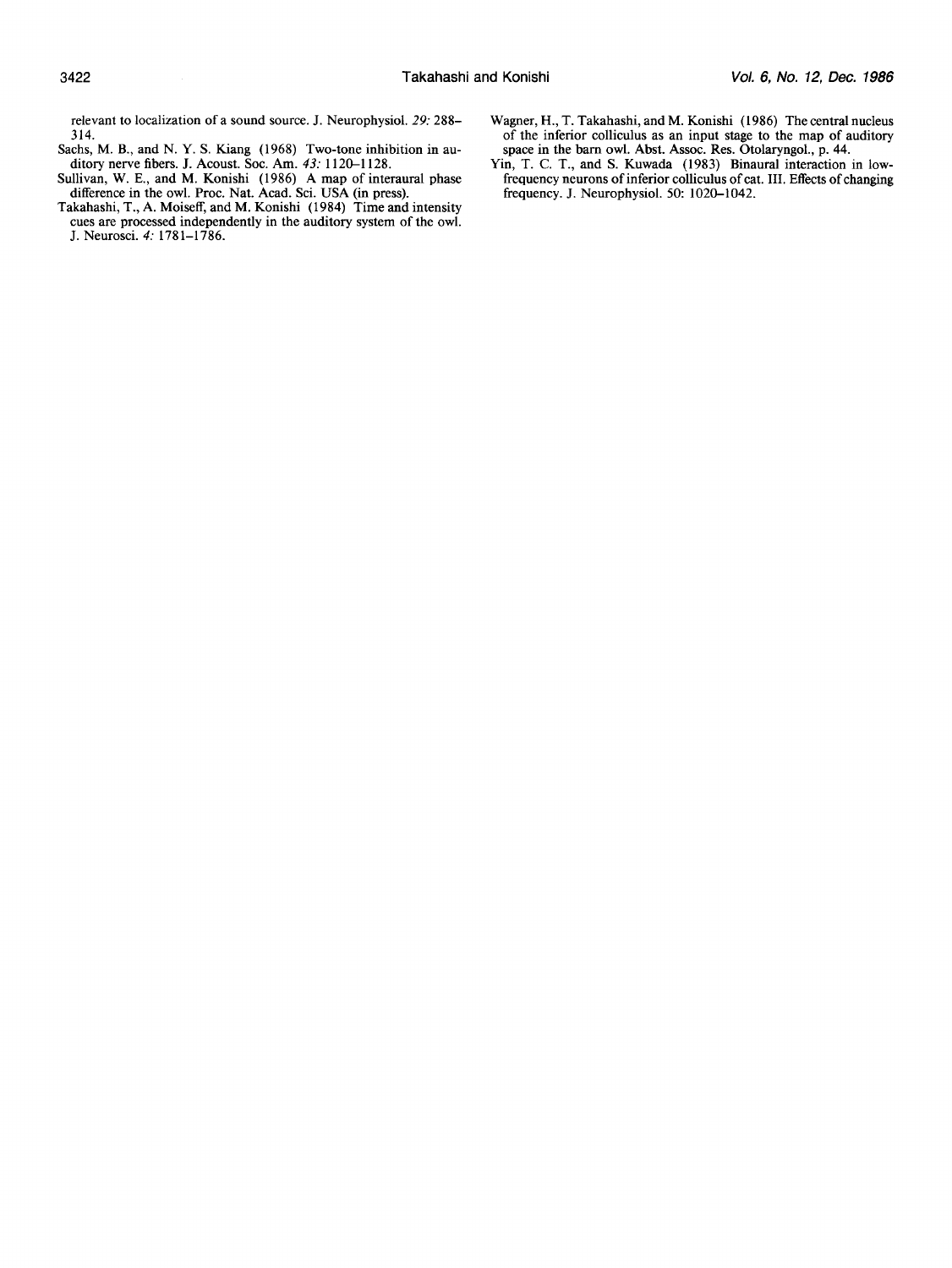relevant to localization of a sound source. J. Neurophysiol. *29:* 288–314.

Sachs, M. B., and N. Y. S. Kiang (1968) Two-tone inhibition in auditory nerve fibers. J. Acoust. Soc. Am. *43:* 1120–1128.

Sullivan, W. E., and M. Konishi (1986) A map of interaural phase difference in the owl. Proc. Nat. Acad. Sci. USA (in press).

Takahashi, T., A. Moiseff, and M. Konishi (1984) Time and intensity cues are processed independently in the auditory system of the owl. J. Neurosci. *4:* 1781–1786.

Wagner, H., T. Takahashi, and M. Konishi (1986) The central nucleus of the inferior colliculus as an input stage to the map of auditory space in the barn owl. Abst. Assoc. Res. Otolaryngol., p. 44.

Yin, T. C. T., and S. Kuwada (1983) Binaural interaction in low-frequency neurons of inferior colliculus of cat. III. Effects of changing frequency. J. Neurophysiol. 50: 1020–1042.